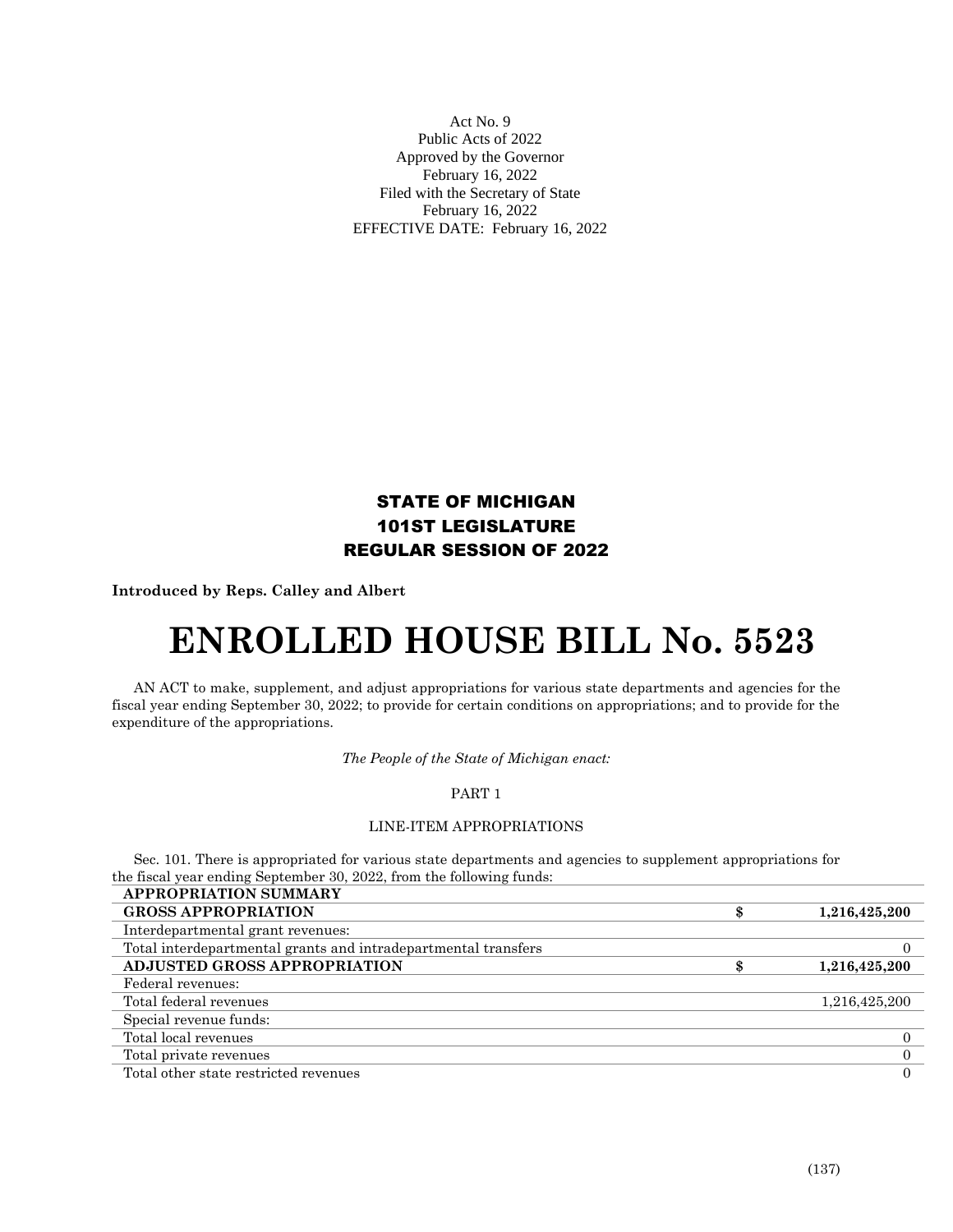Act No. 9
Public Acts of 2022
Approved by the Governor
February 16, 2022
Filed with the Secretary of State
February 16, 2022
EFFECTIVE DATE: February 16, 2022

## STATE OF MICHIGAN
## 101ST LEGISLATURE
## REGULAR SESSION OF 2022

**Introduced by Reps. Calley and Albert**

# ENROLLED HOUSE BILL No. 5523

AN ACT to make, supplement, and adjust appropriations for various state departments and agencies for the fiscal year ending September 30, 2022; to provide for certain conditions on appropriations; and to provide for the expenditure of the appropriations.

*The People of the State of Michigan enact:*

PART 1

LINE-ITEM APPROPRIATIONS

Sec. 101. There is appropriated for various state departments and agencies to supplement appropriations for the fiscal year ending September 30, 2022, from the following funds:

| | | |
|---|---|---|
| **APPROPRIATION SUMMARY** | | |
| **GROSS APPROPRIATION** | **$** | **1,216,425,200** |
| Interdepartmental grant revenues: | | |
| Total interdepartmental grants and intradepartmental transfers | | 0 |
| **ADJUSTED GROSS APPROPRIATION** | **$** | **1,216,425,200** |
| Federal revenues: | | |
| Total federal revenues | | 1,216,425,200 |
| Special revenue funds: | | |
| Total local revenues | | 0 |
| Total private revenues | | 0 |
| Total other state restricted revenues | | 0 |

(137)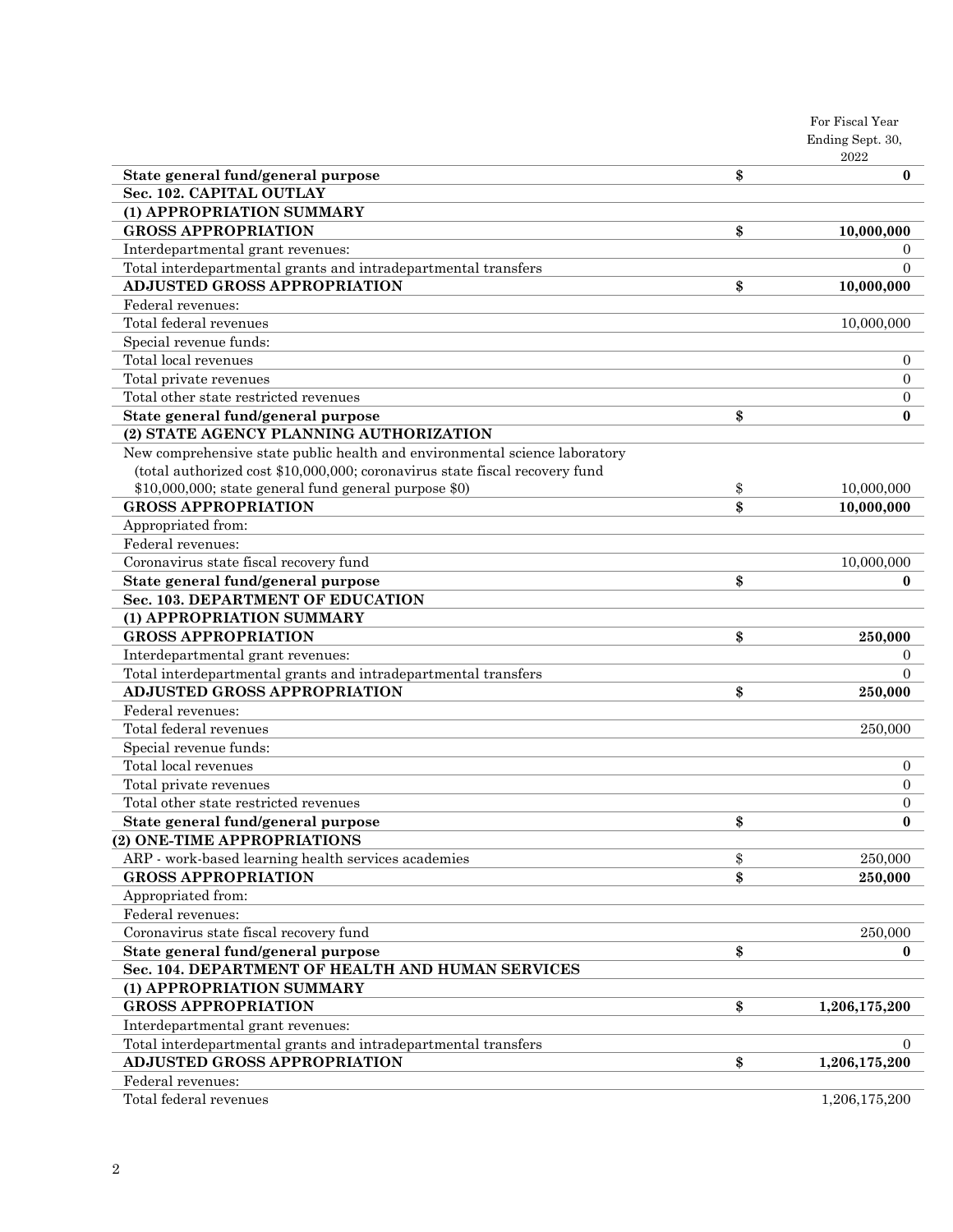| | | For Fiscal Year Ending Sept. 30, 2022 |
|---|---|---|
| **State general fund/general purpose** | **$** | **0** |
| **Sec. 102. CAPITAL OUTLAY** | | |
| **(1) APPROPRIATION SUMMARY** | | |
| **GROSS APPROPRIATION** | **$** | **10,000,000** |
| Interdepartmental grant revenues: | | |
| Total interdepartmental grants and intradepartmental transfers | | 0 |
| **ADJUSTED GROSS APPROPRIATION** | **$** | **10,000,000** |
| Federal revenues: | | |
| Total federal revenues | | 10,000,000 |
| Special revenue funds: | | |
| Total local revenues | | 0 |
| Total private revenues | | 0 |
| Total other state restricted revenues | | 0 |
| **State general fund/general purpose** | **$** | **0** |
| **(2) STATE AGENCY PLANNING AUTHORIZATION** | | |
| New comprehensive state public health and environmental science laboratory (total authorized cost $10,000,000; coronavirus state fiscal recovery fund $10,000,000; state general fund general purpose $0) | $ | 10,000,000 |
| **GROSS APPROPRIATION** | **$** | **10,000,000** |
| Appropriated from: | | |
| Federal revenues: | | |
| Coronavirus state fiscal recovery fund | | 10,000,000 |
| **State general fund/general purpose** | **$** | **0** |
| **Sec. 103. DEPARTMENT OF EDUCATION** | | |
| **(1) APPROPRIATION SUMMARY** | | |
| **GROSS APPROPRIATION** | **$** | **250,000** |
| Interdepartmental grant revenues: | | |
| Total interdepartmental grants and intradepartmental transfers | | 0 |
| **ADJUSTED GROSS APPROPRIATION** | **$** | **250,000** |
| Federal revenues: | | |
| Total federal revenues | | 250,000 |
| Special revenue funds: | | |
| Total local revenues | | 0 |
| Total private revenues | | 0 |
| Total other state restricted revenues | | 0 |
| **State general fund/general purpose** | **$** | **0** |
| **(2) ONE-TIME APPROPRIATIONS** | | |
| ARP - work-based learning health services academies | $ | 250,000 |
| **GROSS APPROPRIATION** | **$** | **250,000** |
| Appropriated from: | | |
| Federal revenues: | | |
| Coronavirus state fiscal recovery fund | | 250,000 |
| **State general fund/general purpose** | **$** | **0** |
| **Sec. 104. DEPARTMENT OF HEALTH AND HUMAN SERVICES** | | |
| **(1) APPROPRIATION SUMMARY** | | |
| **GROSS APPROPRIATION** | **$** | **1,206,175,200** |
| Interdepartmental grant revenues: | | |
| Total interdepartmental grants and intradepartmental transfers | | 0 |
| **ADJUSTED GROSS APPROPRIATION** | **$** | **1,206,175,200** |
| Federal revenues: | | |
| Total federal revenues | | 1,206,175,200 |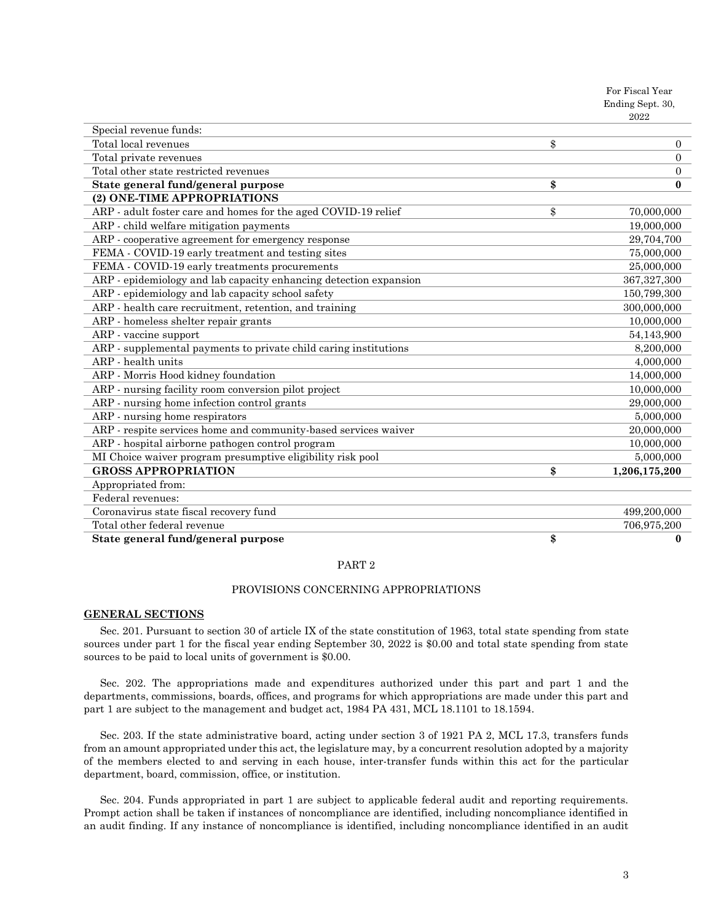| | | For Fiscal Year Ending Sept. 30, 2022 |
|---|---|---|
| Special revenue funds: | | |
| Total local revenues | $ | 0 |
| Total private revenues | | 0 |
| Total other state restricted revenues | | 0 |
| **State general fund/general purpose** | **$** | **0** |
| **(2) ONE-TIME APPROPRIATIONS** | | |
| ARP - adult foster care and homes for the aged COVID-19 relief | $ | 70,000,000 |
| ARP - child welfare mitigation payments | | 19,000,000 |
| ARP - cooperative agreement for emergency response | | 29,704,700 |
| FEMA - COVID-19 early treatment and testing sites | | 75,000,000 |
| FEMA - COVID-19 early treatments procurements | | 25,000,000 |
| ARP - epidemiology and lab capacity enhancing detection expansion | | 367,327,300 |
| ARP - epidemiology and lab capacity school safety | | 150,799,300 |
| ARP - health care recruitment, retention, and training | | 300,000,000 |
| ARP - homeless shelter repair grants | | 10,000,000 |
| ARP - vaccine support | | 54,143,900 |
| ARP - supplemental payments to private child caring institutions | | 8,200,000 |
| ARP - health units | | 4,000,000 |
| ARP - Morris Hood kidney foundation | | 14,000,000 |
| ARP - nursing facility room conversion pilot project | | 10,000,000 |
| ARP - nursing home infection control grants | | 29,000,000 |
| ARP - nursing home respirators | | 5,000,000 |
| ARP - respite services home and community-based services waiver | | 20,000,000 |
| ARP - hospital airborne pathogen control program | | 10,000,000 |
| MI Choice waiver program presumptive eligibility risk pool | | 5,000,000 |
| **GROSS APPROPRIATION** | **$** | **1,206,175,200** |
| Appropriated from: | | |
| Federal revenues: | | |
| Coronavirus state fiscal recovery fund | | 499,200,000 |
| Total other federal revenue | | 706,975,200 |
| **State general fund/general purpose** | **$** | **0** |

PART 2

PROVISIONS CONCERNING APPROPRIATIONS

**GENERAL SECTIONS**

Sec. 201. Pursuant to section 30 of article IX of the state constitution of 1963, total state spending from state sources under part 1 for the fiscal year ending September 30, 2022 is $0.00 and total state spending from state sources to be paid to local units of government is $0.00.

Sec. 202. The appropriations made and expenditures authorized under this part and part 1 and the departments, commissions, boards, offices, and programs for which appropriations are made under this part and part 1 are subject to the management and budget act, 1984 PA 431, MCL 18.1101 to 18.1594.

Sec. 203. If the state administrative board, acting under section 3 of 1921 PA 2, MCL 17.3, transfers funds from an amount appropriated under this act, the legislature may, by a concurrent resolution adopted by a majority of the members elected to and serving in each house, inter-transfer funds within this act for the particular department, board, commission, office, or institution.

Sec. 204. Funds appropriated in part 1 are subject to applicable federal audit and reporting requirements. Prompt action shall be taken if instances of noncompliance are identified, including noncompliance identified in an audit finding. If any instance of noncompliance is identified, including noncompliance identified in an audit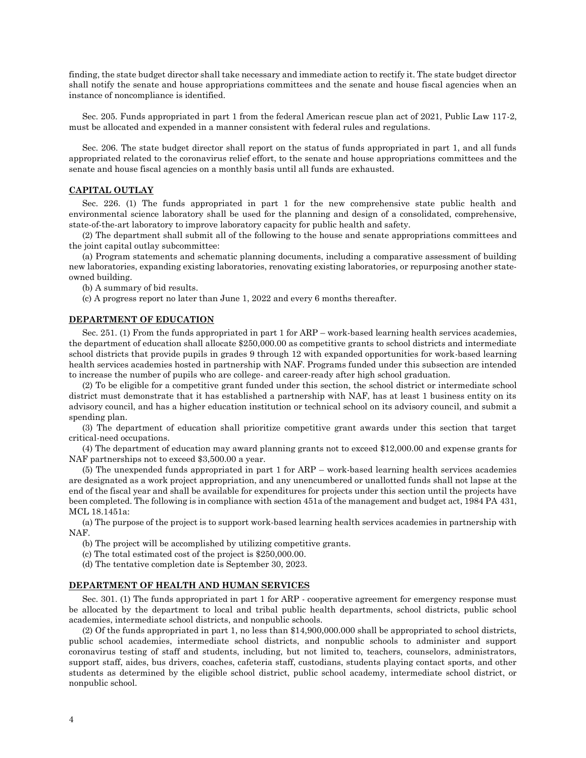finding, the state budget director shall take necessary and immediate action to rectify it. The state budget director shall notify the senate and house appropriations committees and the senate and house fiscal agencies when an instance of noncompliance is identified.

Sec. 205. Funds appropriated in part 1 from the federal American rescue plan act of 2021, Public Law 117-2, must be allocated and expended in a manner consistent with federal rules and regulations.

Sec. 206. The state budget director shall report on the status of funds appropriated in part 1, and all funds appropriated related to the coronavirus relief effort, to the senate and house appropriations committees and the senate and house fiscal agencies on a monthly basis until all funds are exhausted.

## CAPITAL OUTLAY

Sec. 226. (1) The funds appropriated in part 1 for the new comprehensive state public health and environmental science laboratory shall be used for the planning and design of a consolidated, comprehensive, state-of-the-art laboratory to improve laboratory capacity for public health and safety.

(2) The department shall submit all of the following to the house and senate appropriations committees and the joint capital outlay subcommittee:

(a) Program statements and schematic planning documents, including a comparative assessment of building new laboratories, expanding existing laboratories, renovating existing laboratories, or repurposing another state-owned building.

(b) A summary of bid results.

(c) A progress report no later than June 1, 2022 and every 6 months thereafter.

## DEPARTMENT OF EDUCATION

Sec. 251. (1) From the funds appropriated in part 1 for ARP – work-based learning health services academies, the department of education shall allocate $250,000.00 as competitive grants to school districts and intermediate school districts that provide pupils in grades 9 through 12 with expanded opportunities for work-based learning health services academies hosted in partnership with NAF. Programs funded under this subsection are intended to increase the number of pupils who are college- and career-ready after high school graduation.

(2) To be eligible for a competitive grant funded under this section, the school district or intermediate school district must demonstrate that it has established a partnership with NAF, has at least 1 business entity on its advisory council, and has a higher education institution or technical school on its advisory council, and submit a spending plan.

(3) The department of education shall prioritize competitive grant awards under this section that target critical-need occupations.

(4) The department of education may award planning grants not to exceed $12,000.00 and expense grants for NAF partnerships not to exceed $3,500.00 a year.

(5) The unexpended funds appropriated in part 1 for ARP – work-based learning health services academies are designated as a work project appropriation, and any unencumbered or unallotted funds shall not lapse at the end of the fiscal year and shall be available for expenditures for projects under this section until the projects have been completed. The following is in compliance with section 451a of the management and budget act, 1984 PA 431, MCL 18.1451a:

(a) The purpose of the project is to support work-based learning health services academies in partnership with NAF.

(b) The project will be accomplished by utilizing competitive grants.

(c) The total estimated cost of the project is $250,000.00.

(d) The tentative completion date is September 30, 2023.

## DEPARTMENT OF HEALTH AND HUMAN SERVICES

Sec. 301. (1) The funds appropriated in part 1 for ARP - cooperative agreement for emergency response must be allocated by the department to local and tribal public health departments, school districts, public school academies, intermediate school districts, and nonpublic schools.

(2) Of the funds appropriated in part 1, no less than $14,900,000.000 shall be appropriated to school districts, public school academies, intermediate school districts, and nonpublic schools to administer and support coronavirus testing of staff and students, including, but not limited to, teachers, counselors, administrators, support staff, aides, bus drivers, coaches, cafeteria staff, custodians, students playing contact sports, and other students as determined by the eligible school district, public school academy, intermediate school district, or nonpublic school.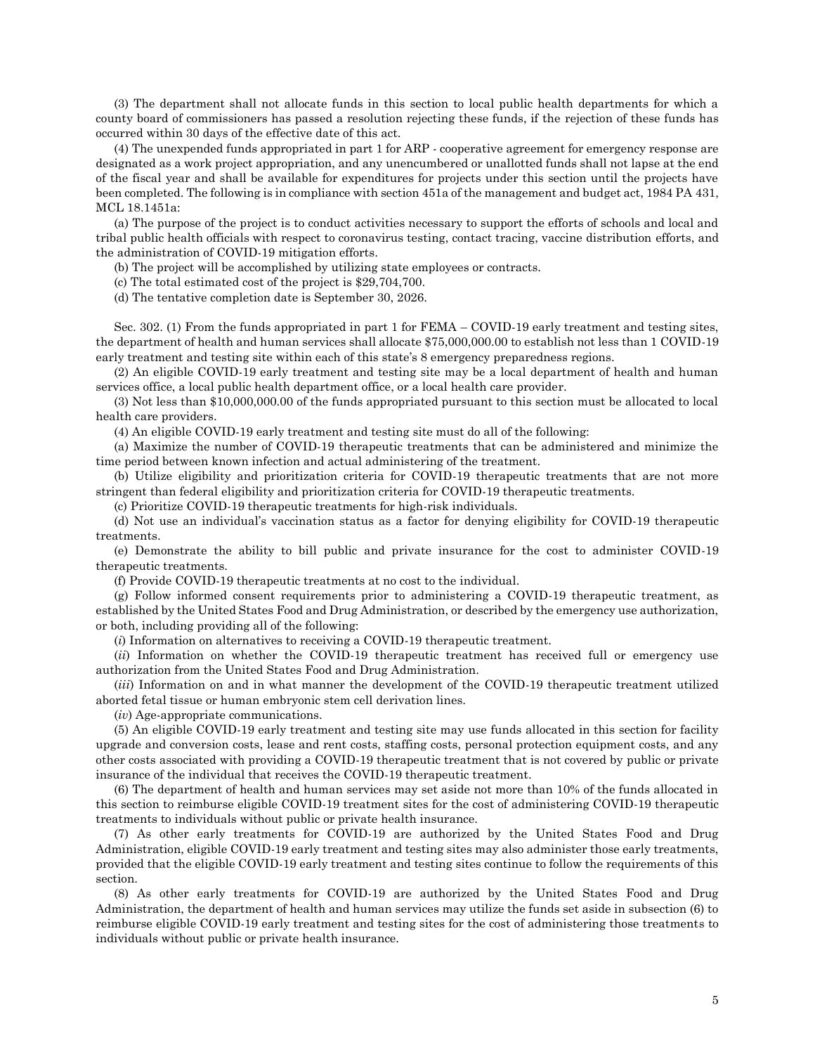(3) The department shall not allocate funds in this section to local public health departments for which a county board of commissioners has passed a resolution rejecting these funds, if the rejection of these funds has occurred within 30 days of the effective date of this act.

(4) The unexpended funds appropriated in part 1 for ARP - cooperative agreement for emergency response are designated as a work project appropriation, and any unencumbered or unallotted funds shall not lapse at the end of the fiscal year and shall be available for expenditures for projects under this section until the projects have been completed. The following is in compliance with section 451a of the management and budget act, 1984 PA 431, MCL 18.1451a:

(a) The purpose of the project is to conduct activities necessary to support the efforts of schools and local and tribal public health officials with respect to coronavirus testing, contact tracing, vaccine distribution efforts, and the administration of COVID-19 mitigation efforts.

(b) The project will be accomplished by utilizing state employees or contracts.

(c) The total estimated cost of the project is $29,704,700.

(d) The tentative completion date is September 30, 2026.

Sec. 302. (1) From the funds appropriated in part 1 for FEMA – COVID-19 early treatment and testing sites, the department of health and human services shall allocate $75,000,000.00 to establish not less than 1 COVID-19 early treatment and testing site within each of this state's 8 emergency preparedness regions.

(2) An eligible COVID-19 early treatment and testing site may be a local department of health and human services office, a local public health department office, or a local health care provider.

(3) Not less than $10,000,000.00 of the funds appropriated pursuant to this section must be allocated to local health care providers.

(4) An eligible COVID-19 early treatment and testing site must do all of the following:

(a) Maximize the number of COVID-19 therapeutic treatments that can be administered and minimize the time period between known infection and actual administering of the treatment.

(b) Utilize eligibility and prioritization criteria for COVID-19 therapeutic treatments that are not more stringent than federal eligibility and prioritization criteria for COVID-19 therapeutic treatments.

(c) Prioritize COVID-19 therapeutic treatments for high-risk individuals.

(d) Not use an individual's vaccination status as a factor for denying eligibility for COVID-19 therapeutic treatments.

(e) Demonstrate the ability to bill public and private insurance for the cost to administer COVID-19 therapeutic treatments.

(f) Provide COVID-19 therapeutic treatments at no cost to the individual.

(g) Follow informed consent requirements prior to administering a COVID-19 therapeutic treatment, as established by the United States Food and Drug Administration, or described by the emergency use authorization, or both, including providing all of the following:

(*i*) Information on alternatives to receiving a COVID-19 therapeutic treatment.

(*ii*) Information on whether the COVID-19 therapeutic treatment has received full or emergency use authorization from the United States Food and Drug Administration.

(*iii*) Information on and in what manner the development of the COVID-19 therapeutic treatment utilized aborted fetal tissue or human embryonic stem cell derivation lines.

(*iv*) Age-appropriate communications.

(5) An eligible COVID-19 early treatment and testing site may use funds allocated in this section for facility upgrade and conversion costs, lease and rent costs, staffing costs, personal protection equipment costs, and any other costs associated with providing a COVID-19 therapeutic treatment that is not covered by public or private insurance of the individual that receives the COVID-19 therapeutic treatment.

(6) The department of health and human services may set aside not more than 10% of the funds allocated in this section to reimburse eligible COVID-19 treatment sites for the cost of administering COVID-19 therapeutic treatments to individuals without public or private health insurance.

(7) As other early treatments for COVID-19 are authorized by the United States Food and Drug Administration, eligible COVID-19 early treatment and testing sites may also administer those early treatments, provided that the eligible COVID-19 early treatment and testing sites continue to follow the requirements of this section.

(8) As other early treatments for COVID-19 are authorized by the United States Food and Drug Administration, the department of health and human services may utilize the funds set aside in subsection (6) to reimburse eligible COVID-19 early treatment and testing sites for the cost of administering those treatments to individuals without public or private health insurance.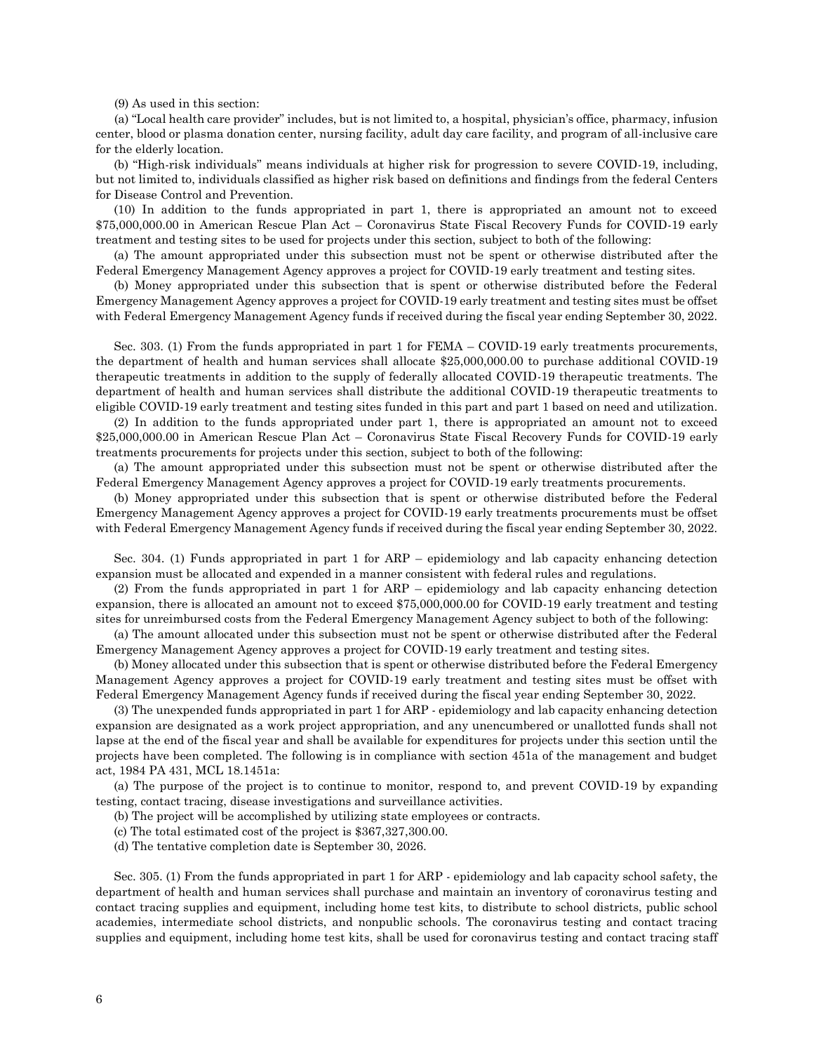(9) As used in this section:

(a) "Local health care provider" includes, but is not limited to, a hospital, physician's office, pharmacy, infusion center, blood or plasma donation center, nursing facility, adult day care facility, and program of all-inclusive care for the elderly location.

(b) "High-risk individuals" means individuals at higher risk for progression to severe COVID-19, including, but not limited to, individuals classified as higher risk based on definitions and findings from the federal Centers for Disease Control and Prevention.

(10) In addition to the funds appropriated in part 1, there is appropriated an amount not to exceed $75,000,000.00 in American Rescue Plan Act – Coronavirus State Fiscal Recovery Funds for COVID-19 early treatment and testing sites to be used for projects under this section, subject to both of the following:

(a) The amount appropriated under this subsection must not be spent or otherwise distributed after the Federal Emergency Management Agency approves a project for COVID-19 early treatment and testing sites.

(b) Money appropriated under this subsection that is spent or otherwise distributed before the Federal Emergency Management Agency approves a project for COVID-19 early treatment and testing sites must be offset with Federal Emergency Management Agency funds if received during the fiscal year ending September 30, 2022.

Sec. 303. (1) From the funds appropriated in part 1 for FEMA – COVID-19 early treatments procurements, the department of health and human services shall allocate $25,000,000.00 to purchase additional COVID-19 therapeutic treatments in addition to the supply of federally allocated COVID-19 therapeutic treatments. The department of health and human services shall distribute the additional COVID-19 therapeutic treatments to eligible COVID-19 early treatment and testing sites funded in this part and part 1 based on need and utilization.

(2) In addition to the funds appropriated under part 1, there is appropriated an amount not to exceed $25,000,000.00 in American Rescue Plan Act – Coronavirus State Fiscal Recovery Funds for COVID-19 early treatments procurements for projects under this section, subject to both of the following:

(a) The amount appropriated under this subsection must not be spent or otherwise distributed after the Federal Emergency Management Agency approves a project for COVID-19 early treatments procurements.

(b) Money appropriated under this subsection that is spent or otherwise distributed before the Federal Emergency Management Agency approves a project for COVID-19 early treatments procurements must be offset with Federal Emergency Management Agency funds if received during the fiscal year ending September 30, 2022.

Sec. 304. (1) Funds appropriated in part 1 for ARP – epidemiology and lab capacity enhancing detection expansion must be allocated and expended in a manner consistent with federal rules and regulations.

(2) From the funds appropriated in part 1 for ARP – epidemiology and lab capacity enhancing detection expansion, there is allocated an amount not to exceed $75,000,000.00 for COVID-19 early treatment and testing sites for unreimbursed costs from the Federal Emergency Management Agency subject to both of the following:

(a) The amount allocated under this subsection must not be spent or otherwise distributed after the Federal Emergency Management Agency approves a project for COVID-19 early treatment and testing sites.

(b) Money allocated under this subsection that is spent or otherwise distributed before the Federal Emergency Management Agency approves a project for COVID-19 early treatment and testing sites must be offset with Federal Emergency Management Agency funds if received during the fiscal year ending September 30, 2022.

(3) The unexpended funds appropriated in part 1 for ARP - epidemiology and lab capacity enhancing detection expansion are designated as a work project appropriation, and any unencumbered or unallotted funds shall not lapse at the end of the fiscal year and shall be available for expenditures for projects under this section until the projects have been completed. The following is in compliance with section 451a of the management and budget act, 1984 PA 431, MCL 18.1451a:

(a) The purpose of the project is to continue to monitor, respond to, and prevent COVID-19 by expanding testing, contact tracing, disease investigations and surveillance activities.

(b) The project will be accomplished by utilizing state employees or contracts.

(c) The total estimated cost of the project is $367,327,300.00.

(d) The tentative completion date is September 30, 2026.

Sec. 305. (1) From the funds appropriated in part 1 for ARP - epidemiology and lab capacity school safety, the department of health and human services shall purchase and maintain an inventory of coronavirus testing and contact tracing supplies and equipment, including home test kits, to distribute to school districts, public school academies, intermediate school districts, and nonpublic schools. The coronavirus testing and contact tracing supplies and equipment, including home test kits, shall be used for coronavirus testing and contact tracing staff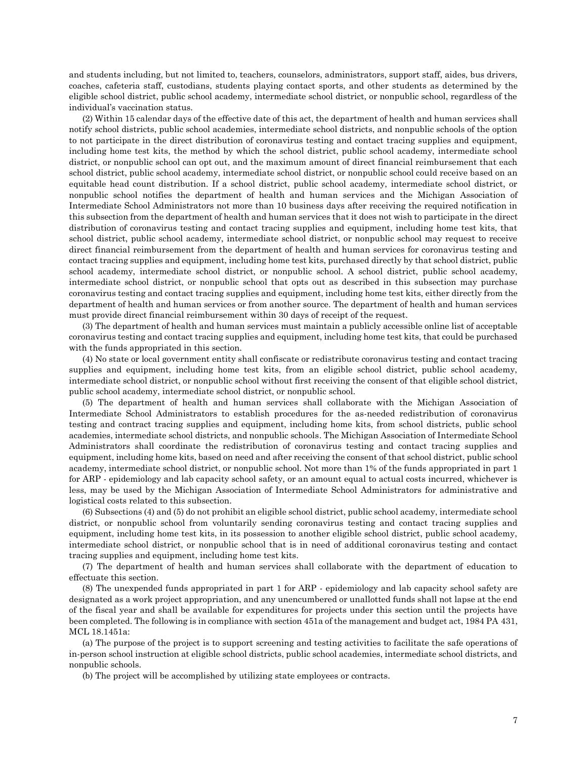and students including, but not limited to, teachers, counselors, administrators, support staff, aides, bus drivers, coaches, cafeteria staff, custodians, students playing contact sports, and other students as determined by the eligible school district, public school academy, intermediate school district, or nonpublic school, regardless of the individual's vaccination status.

(2) Within 15 calendar days of the effective date of this act, the department of health and human services shall notify school districts, public school academies, intermediate school districts, and nonpublic schools of the option to not participate in the direct distribution of coronavirus testing and contact tracing supplies and equipment, including home test kits, the method by which the school district, public school academy, intermediate school district, or nonpublic school can opt out, and the maximum amount of direct financial reimbursement that each school district, public school academy, intermediate school district, or nonpublic school could receive based on an equitable head count distribution. If a school district, public school academy, intermediate school district, or nonpublic school notifies the department of health and human services and the Michigan Association of Intermediate School Administrators not more than 10 business days after receiving the required notification in this subsection from the department of health and human services that it does not wish to participate in the direct distribution of coronavirus testing and contact tracing supplies and equipment, including home test kits, that school district, public school academy, intermediate school district, or nonpublic school may request to receive direct financial reimbursement from the department of health and human services for coronavirus testing and contact tracing supplies and equipment, including home test kits, purchased directly by that school district, public school academy, intermediate school district, or nonpublic school. A school district, public school academy, intermediate school district, or nonpublic school that opts out as described in this subsection may purchase coronavirus testing and contact tracing supplies and equipment, including home test kits, either directly from the department of health and human services or from another source. The department of health and human services must provide direct financial reimbursement within 30 days of receipt of the request.

(3) The department of health and human services must maintain a publicly accessible online list of acceptable coronavirus testing and contact tracing supplies and equipment, including home test kits, that could be purchased with the funds appropriated in this section.

(4) No state or local government entity shall confiscate or redistribute coronavirus testing and contact tracing supplies and equipment, including home test kits, from an eligible school district, public school academy, intermediate school district, or nonpublic school without first receiving the consent of that eligible school district, public school academy, intermediate school district, or nonpublic school.

(5) The department of health and human services shall collaborate with the Michigan Association of Intermediate School Administrators to establish procedures for the as-needed redistribution of coronavirus testing and contract tracing supplies and equipment, including home kits, from school districts, public school academies, intermediate school districts, and nonpublic schools. The Michigan Association of Intermediate School Administrators shall coordinate the redistribution of coronavirus testing and contact tracing supplies and equipment, including home kits, based on need and after receiving the consent of that school district, public school academy, intermediate school district, or nonpublic school. Not more than 1% of the funds appropriated in part 1 for ARP - epidemiology and lab capacity school safety, or an amount equal to actual costs incurred, whichever is less, may be used by the Michigan Association of Intermediate School Administrators for administrative and logistical costs related to this subsection.

(6) Subsections (4) and (5) do not prohibit an eligible school district, public school academy, intermediate school district, or nonpublic school from voluntarily sending coronavirus testing and contact tracing supplies and equipment, including home test kits, in its possession to another eligible school district, public school academy, intermediate school district, or nonpublic school that is in need of additional coronavirus testing and contact tracing supplies and equipment, including home test kits.

(7) The department of health and human services shall collaborate with the department of education to effectuate this section.

(8) The unexpended funds appropriated in part 1 for ARP - epidemiology and lab capacity school safety are designated as a work project appropriation, and any unencumbered or unallotted funds shall not lapse at the end of the fiscal year and shall be available for expenditures for projects under this section until the projects have been completed. The following is in compliance with section 451a of the management and budget act, 1984 PA 431, MCL 18.1451a:

(a) The purpose of the project is to support screening and testing activities to facilitate the safe operations of in-person school instruction at eligible school districts, public school academies, intermediate school districts, and nonpublic schools.

(b) The project will be accomplished by utilizing state employees or contracts.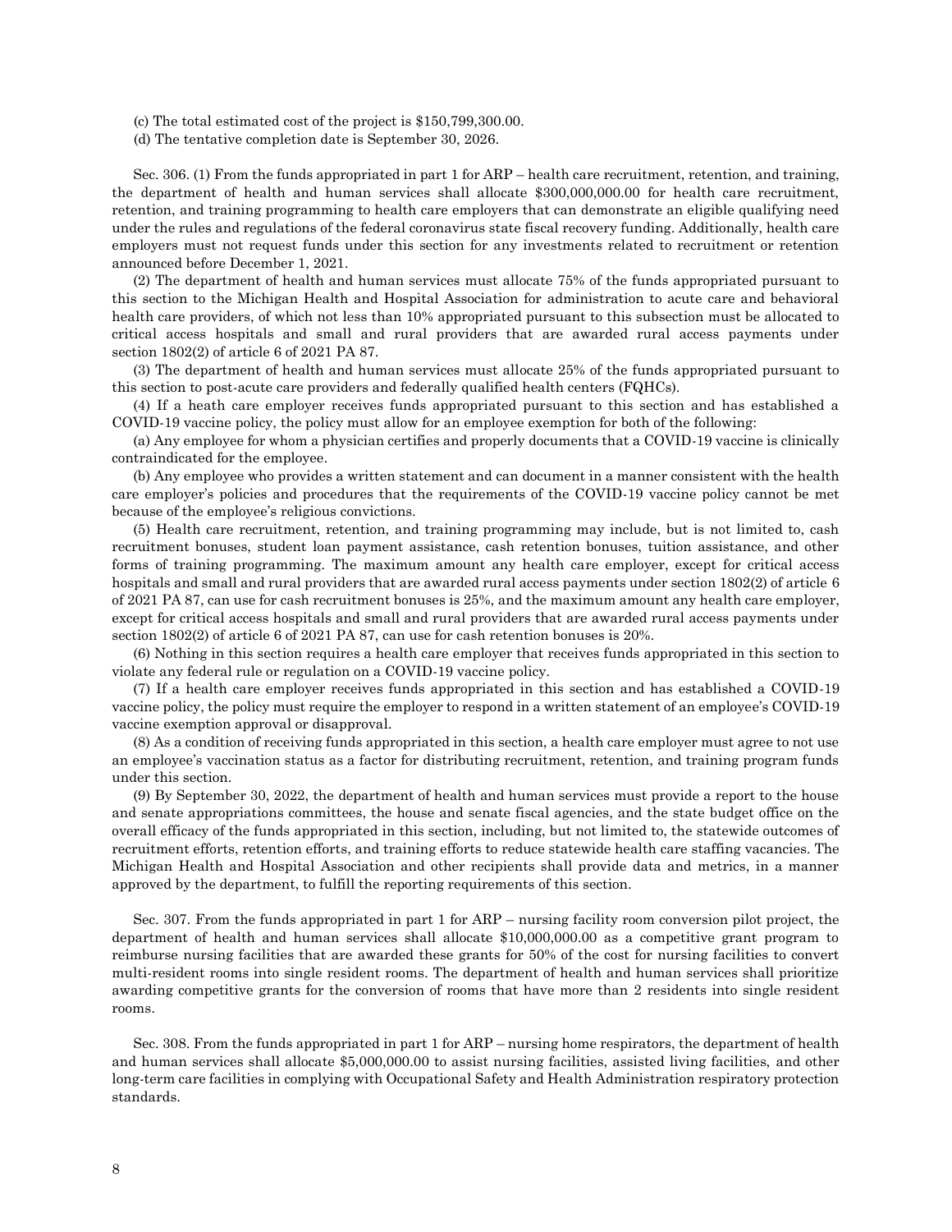(c) The total estimated cost of the project is $150,799,300.00.

(d) The tentative completion date is September 30, 2026.

Sec. 306. (1) From the funds appropriated in part 1 for ARP – health care recruitment, retention, and training, the department of health and human services shall allocate $300,000,000.00 for health care recruitment, retention, and training programming to health care employers that can demonstrate an eligible qualifying need under the rules and regulations of the federal coronavirus state fiscal recovery funding. Additionally, health care employers must not request funds under this section for any investments related to recruitment or retention announced before December 1, 2021.

(2) The department of health and human services must allocate 75% of the funds appropriated pursuant to this section to the Michigan Health and Hospital Association for administration to acute care and behavioral health care providers, of which not less than 10% appropriated pursuant to this subsection must be allocated to critical access hospitals and small and rural providers that are awarded rural access payments under section 1802(2) of article 6 of 2021 PA 87.

(3) The department of health and human services must allocate 25% of the funds appropriated pursuant to this section to post-acute care providers and federally qualified health centers (FQHCs).

(4) If a heath care employer receives funds appropriated pursuant to this section and has established a COVID-19 vaccine policy, the policy must allow for an employee exemption for both of the following:

(a) Any employee for whom a physician certifies and properly documents that a COVID-19 vaccine is clinically contraindicated for the employee.

(b) Any employee who provides a written statement and can document in a manner consistent with the health care employer's policies and procedures that the requirements of the COVID-19 vaccine policy cannot be met because of the employee's religious convictions.

(5) Health care recruitment, retention, and training programming may include, but is not limited to, cash recruitment bonuses, student loan payment assistance, cash retention bonuses, tuition assistance, and other forms of training programming. The maximum amount any health care employer, except for critical access hospitals and small and rural providers that are awarded rural access payments under section 1802(2) of article 6 of 2021 PA 87, can use for cash recruitment bonuses is 25%, and the maximum amount any health care employer, except for critical access hospitals and small and rural providers that are awarded rural access payments under section 1802(2) of article 6 of 2021 PA 87, can use for cash retention bonuses is 20%.

(6) Nothing in this section requires a health care employer that receives funds appropriated in this section to violate any federal rule or regulation on a COVID-19 vaccine policy.

(7) If a health care employer receives funds appropriated in this section and has established a COVID-19 vaccine policy, the policy must require the employer to respond in a written statement of an employee's COVID-19 vaccine exemption approval or disapproval.

(8) As a condition of receiving funds appropriated in this section, a health care employer must agree to not use an employee's vaccination status as a factor for distributing recruitment, retention, and training program funds under this section.

(9) By September 30, 2022, the department of health and human services must provide a report to the house and senate appropriations committees, the house and senate fiscal agencies, and the state budget office on the overall efficacy of the funds appropriated in this section, including, but not limited to, the statewide outcomes of recruitment efforts, retention efforts, and training efforts to reduce statewide health care staffing vacancies. The Michigan Health and Hospital Association and other recipients shall provide data and metrics, in a manner approved by the department, to fulfill the reporting requirements of this section.

Sec. 307. From the funds appropriated in part 1 for ARP – nursing facility room conversion pilot project, the department of health and human services shall allocate $10,000,000.00 as a competitive grant program to reimburse nursing facilities that are awarded these grants for 50% of the cost for nursing facilities to convert multi-resident rooms into single resident rooms. The department of health and human services shall prioritize awarding competitive grants for the conversion of rooms that have more than 2 residents into single resident rooms.

Sec. 308. From the funds appropriated in part 1 for ARP – nursing home respirators, the department of health and human services shall allocate $5,000,000.00 to assist nursing facilities, assisted living facilities, and other long-term care facilities in complying with Occupational Safety and Health Administration respiratory protection standards.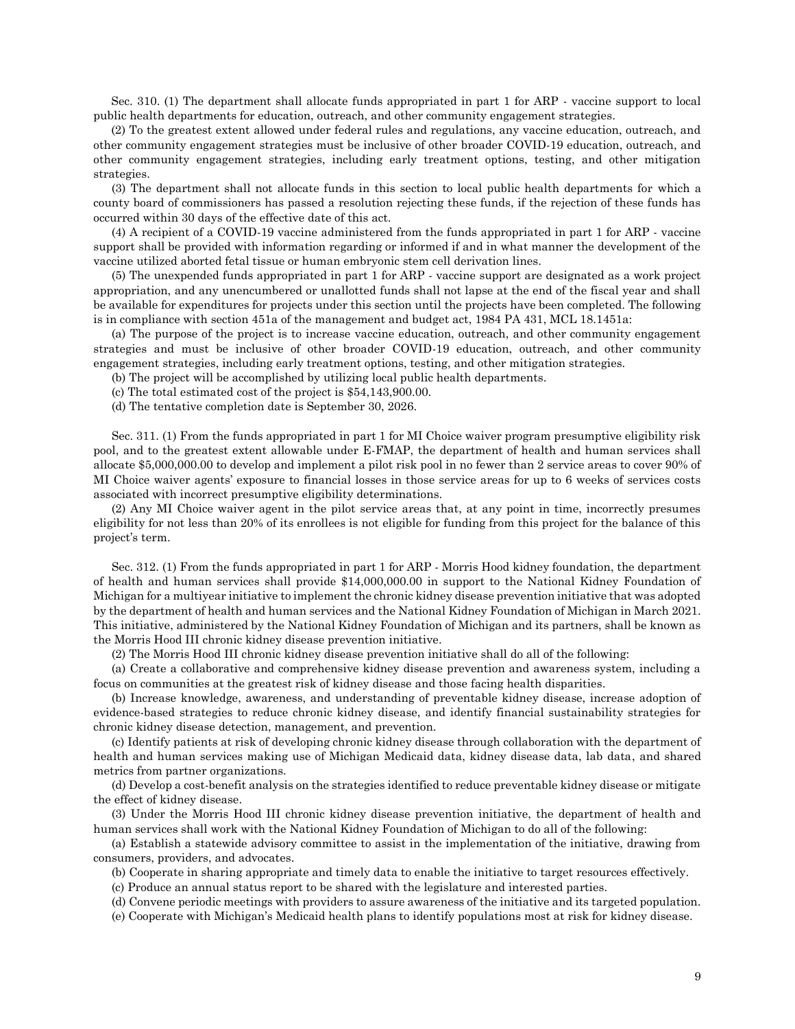Sec. 310. (1) The department shall allocate funds appropriated in part 1 for ARP - vaccine support to local public health departments for education, outreach, and other community engagement strategies.

(2) To the greatest extent allowed under federal rules and regulations, any vaccine education, outreach, and other community engagement strategies must be inclusive of other broader COVID-19 education, outreach, and other community engagement strategies, including early treatment options, testing, and other mitigation strategies.

(3) The department shall not allocate funds in this section to local public health departments for which a county board of commissioners has passed a resolution rejecting these funds, if the rejection of these funds has occurred within 30 days of the effective date of this act.

(4) A recipient of a COVID-19 vaccine administered from the funds appropriated in part 1 for ARP - vaccine support shall be provided with information regarding or informed if and in what manner the development of the vaccine utilized aborted fetal tissue or human embryonic stem cell derivation lines.

(5) The unexpended funds appropriated in part 1 for ARP - vaccine support are designated as a work project appropriation, and any unencumbered or unallotted funds shall not lapse at the end of the fiscal year and shall be available for expenditures for projects under this section until the projects have been completed. The following is in compliance with section 451a of the management and budget act, 1984 PA 431, MCL 18.1451a:

(a) The purpose of the project is to increase vaccine education, outreach, and other community engagement strategies and must be inclusive of other broader COVID-19 education, outreach, and other community engagement strategies, including early treatment options, testing, and other mitigation strategies.

(b) The project will be accomplished by utilizing local public health departments.

(c) The total estimated cost of the project is $54,143,900.00.

(d) The tentative completion date is September 30, 2026.

Sec. 311. (1) From the funds appropriated in part 1 for MI Choice waiver program presumptive eligibility risk pool, and to the greatest extent allowable under E-FMAP, the department of health and human services shall allocate $5,000,000.00 to develop and implement a pilot risk pool in no fewer than 2 service areas to cover 90% of MI Choice waiver agents' exposure to financial losses in those service areas for up to 6 weeks of services costs associated with incorrect presumptive eligibility determinations.

(2) Any MI Choice waiver agent in the pilot service areas that, at any point in time, incorrectly presumes eligibility for not less than 20% of its enrollees is not eligible for funding from this project for the balance of this project's term.

Sec. 312. (1) From the funds appropriated in part 1 for ARP - Morris Hood kidney foundation, the department of health and human services shall provide $14,000,000.00 in support to the National Kidney Foundation of Michigan for a multiyear initiative to implement the chronic kidney disease prevention initiative that was adopted by the department of health and human services and the National Kidney Foundation of Michigan in March 2021. This initiative, administered by the National Kidney Foundation of Michigan and its partners, shall be known as the Morris Hood III chronic kidney disease prevention initiative.

(2) The Morris Hood III chronic kidney disease prevention initiative shall do all of the following:

(a) Create a collaborative and comprehensive kidney disease prevention and awareness system, including a focus on communities at the greatest risk of kidney disease and those facing health disparities.

(b) Increase knowledge, awareness, and understanding of preventable kidney disease, increase adoption of evidence-based strategies to reduce chronic kidney disease, and identify financial sustainability strategies for chronic kidney disease detection, management, and prevention.

(c) Identify patients at risk of developing chronic kidney disease through collaboration with the department of health and human services making use of Michigan Medicaid data, kidney disease data, lab data, and shared metrics from partner organizations.

(d) Develop a cost-benefit analysis on the strategies identified to reduce preventable kidney disease or mitigate the effect of kidney disease.

(3) Under the Morris Hood III chronic kidney disease prevention initiative, the department of health and human services shall work with the National Kidney Foundation of Michigan to do all of the following:

(a) Establish a statewide advisory committee to assist in the implementation of the initiative, drawing from consumers, providers, and advocates.

(b) Cooperate in sharing appropriate and timely data to enable the initiative to target resources effectively.

(c) Produce an annual status report to be shared with the legislature and interested parties.

(d) Convene periodic meetings with providers to assure awareness of the initiative and its targeted population.

(e) Cooperate with Michigan's Medicaid health plans to identify populations most at risk for kidney disease.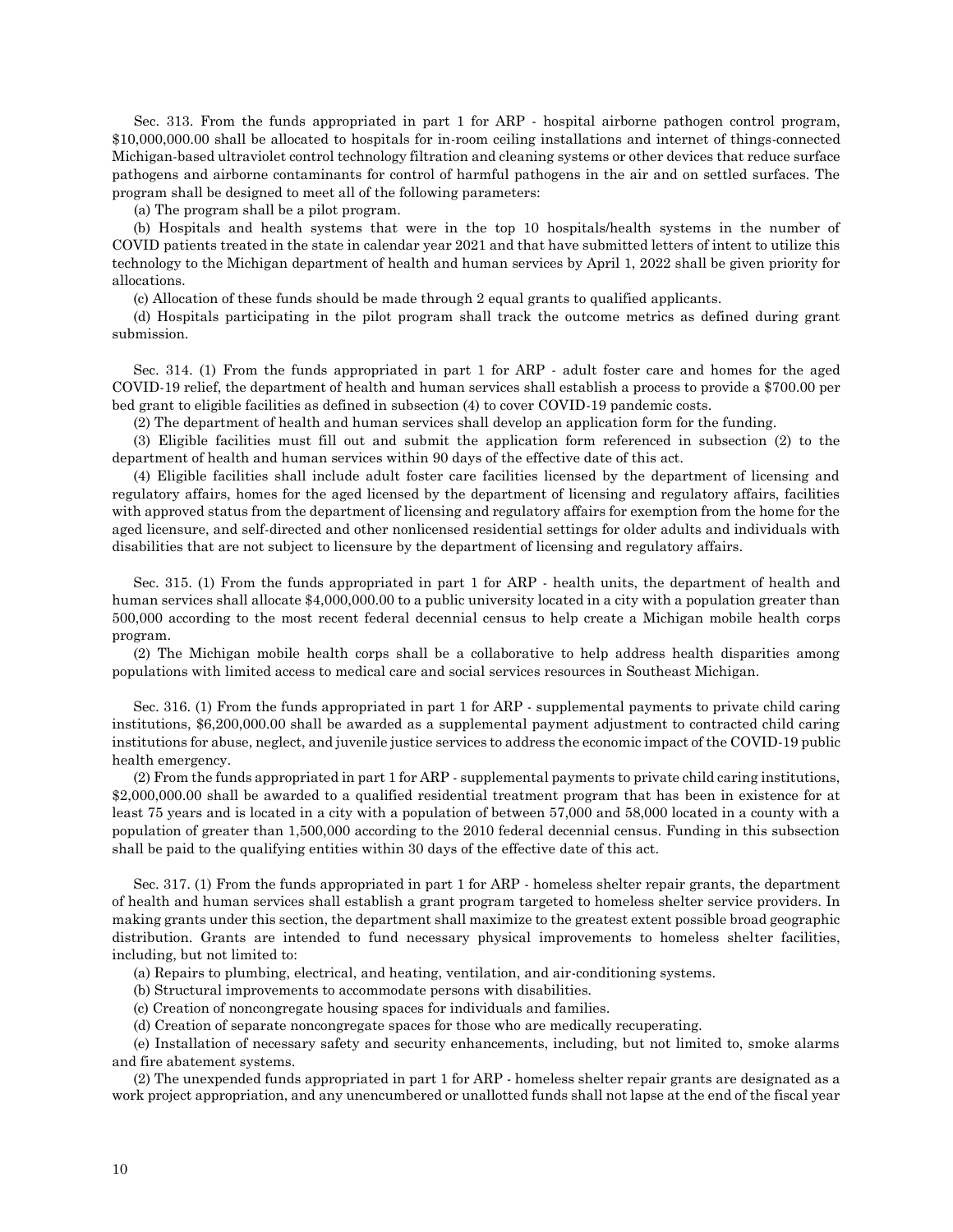Sec. 313. From the funds appropriated in part 1 for ARP - hospital airborne pathogen control program, $10,000,000.00 shall be allocated to hospitals for in-room ceiling installations and internet of things-connected Michigan-based ultraviolet control technology filtration and cleaning systems or other devices that reduce surface pathogens and airborne contaminants for control of harmful pathogens in the air and on settled surfaces. The program shall be designed to meet all of the following parameters:

(a) The program shall be a pilot program.

(b) Hospitals and health systems that were in the top 10 hospitals/health systems in the number of COVID patients treated in the state in calendar year 2021 and that have submitted letters of intent to utilize this technology to the Michigan department of health and human services by April 1, 2022 shall be given priority for allocations.

(c) Allocation of these funds should be made through 2 equal grants to qualified applicants.

(d) Hospitals participating in the pilot program shall track the outcome metrics as defined during grant submission.

Sec. 314. (1) From the funds appropriated in part 1 for ARP - adult foster care and homes for the aged COVID-19 relief, the department of health and human services shall establish a process to provide a $700.00 per bed grant to eligible facilities as defined in subsection (4) to cover COVID-19 pandemic costs.

(2) The department of health and human services shall develop an application form for the funding.

(3) Eligible facilities must fill out and submit the application form referenced in subsection (2) to the department of health and human services within 90 days of the effective date of this act.

(4) Eligible facilities shall include adult foster care facilities licensed by the department of licensing and regulatory affairs, homes for the aged licensed by the department of licensing and regulatory affairs, facilities with approved status from the department of licensing and regulatory affairs for exemption from the home for the aged licensure, and self-directed and other nonlicensed residential settings for older adults and individuals with disabilities that are not subject to licensure by the department of licensing and regulatory affairs.

Sec. 315. (1) From the funds appropriated in part 1 for ARP - health units, the department of health and human services shall allocate $4,000,000.00 to a public university located in a city with a population greater than 500,000 according to the most recent federal decennial census to help create a Michigan mobile health corps program.

(2) The Michigan mobile health corps shall be a collaborative to help address health disparities among populations with limited access to medical care and social services resources in Southeast Michigan.

Sec. 316. (1) From the funds appropriated in part 1 for ARP - supplemental payments to private child caring institutions, $6,200,000.00 shall be awarded as a supplemental payment adjustment to contracted child caring institutions for abuse, neglect, and juvenile justice services to address the economic impact of the COVID-19 public health emergency.

(2) From the funds appropriated in part 1 for ARP - supplemental payments to private child caring institutions, $2,000,000.00 shall be awarded to a qualified residential treatment program that has been in existence for at least 75 years and is located in a city with a population of between 57,000 and 58,000 located in a county with a population of greater than 1,500,000 according to the 2010 federal decennial census. Funding in this subsection shall be paid to the qualifying entities within 30 days of the effective date of this act.

Sec. 317. (1) From the funds appropriated in part 1 for ARP - homeless shelter repair grants, the department of health and human services shall establish a grant program targeted to homeless shelter service providers. In making grants under this section, the department shall maximize to the greatest extent possible broad geographic distribution. Grants are intended to fund necessary physical improvements to homeless shelter facilities, including, but not limited to:

(a) Repairs to plumbing, electrical, and heating, ventilation, and air-conditioning systems.

(b) Structural improvements to accommodate persons with disabilities.

(c) Creation of noncongregate housing spaces for individuals and families.

(d) Creation of separate noncongregate spaces for those who are medically recuperating.

(e) Installation of necessary safety and security enhancements, including, but not limited to, smoke alarms and fire abatement systems.

(2) The unexpended funds appropriated in part 1 for ARP - homeless shelter repair grants are designated as a work project appropriation, and any unencumbered or unallotted funds shall not lapse at the end of the fiscal year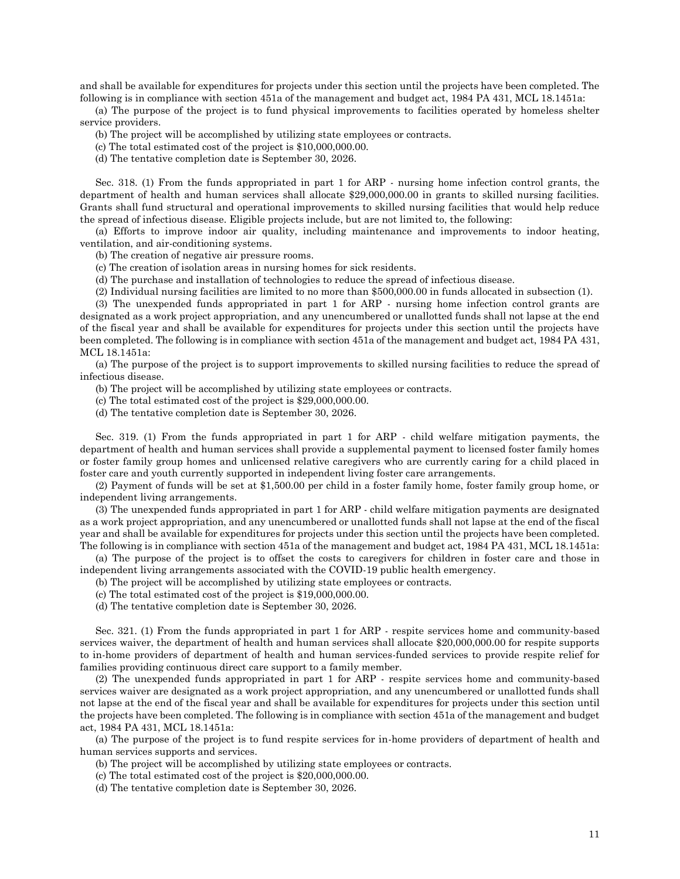and shall be available for expenditures for projects under this section until the projects have been completed. The following is in compliance with section 451a of the management and budget act, 1984 PA 431, MCL 18.1451a:

(a) The purpose of the project is to fund physical improvements to facilities operated by homeless shelter service providers.

(b) The project will be accomplished by utilizing state employees or contracts.

(c) The total estimated cost of the project is $10,000,000.00.

(d) The tentative completion date is September 30, 2026.

Sec. 318. (1) From the funds appropriated in part 1 for ARP - nursing home infection control grants, the department of health and human services shall allocate $29,000,000.00 in grants to skilled nursing facilities. Grants shall fund structural and operational improvements to skilled nursing facilities that would help reduce the spread of infectious disease. Eligible projects include, but are not limited to, the following:

(a) Efforts to improve indoor air quality, including maintenance and improvements to indoor heating, ventilation, and air-conditioning systems.

(b) The creation of negative air pressure rooms.

(c) The creation of isolation areas in nursing homes for sick residents.

(d) The purchase and installation of technologies to reduce the spread of infectious disease.

(2) Individual nursing facilities are limited to no more than $500,000.00 in funds allocated in subsection (1).

(3) The unexpended funds appropriated in part 1 for ARP - nursing home infection control grants are designated as a work project appropriation, and any unencumbered or unallotted funds shall not lapse at the end of the fiscal year and shall be available for expenditures for projects under this section until the projects have been completed. The following is in compliance with section 451a of the management and budget act, 1984 PA 431, MCL 18.1451a:

(a) The purpose of the project is to support improvements to skilled nursing facilities to reduce the spread of infectious disease.

(b) The project will be accomplished by utilizing state employees or contracts.

(c) The total estimated cost of the project is $29,000,000.00.

(d) The tentative completion date is September 30, 2026.

Sec. 319. (1) From the funds appropriated in part 1 for ARP - child welfare mitigation payments, the department of health and human services shall provide a supplemental payment to licensed foster family homes or foster family group homes and unlicensed relative caregivers who are currently caring for a child placed in foster care and youth currently supported in independent living foster care arrangements.

(2) Payment of funds will be set at $1,500.00 per child in a foster family home, foster family group home, or independent living arrangements.

(3) The unexpended funds appropriated in part 1 for ARP - child welfare mitigation payments are designated as a work project appropriation, and any unencumbered or unallotted funds shall not lapse at the end of the fiscal year and shall be available for expenditures for projects under this section until the projects have been completed. The following is in compliance with section 451a of the management and budget act, 1984 PA 431, MCL 18.1451a:

(a) The purpose of the project is to offset the costs to caregivers for children in foster care and those in independent living arrangements associated with the COVID-19 public health emergency.

(b) The project will be accomplished by utilizing state employees or contracts.

(c) The total estimated cost of the project is $19,000,000.00.

(d) The tentative completion date is September 30, 2026.

Sec. 321. (1) From the funds appropriated in part 1 for ARP - respite services home and community-based services waiver, the department of health and human services shall allocate $20,000,000.00 for respite supports to in-home providers of department of health and human services-funded services to provide respite relief for families providing continuous direct care support to a family member.

(2) The unexpended funds appropriated in part 1 for ARP - respite services home and community-based services waiver are designated as a work project appropriation, and any unencumbered or unallotted funds shall not lapse at the end of the fiscal year and shall be available for expenditures for projects under this section until the projects have been completed. The following is in compliance with section 451a of the management and budget act, 1984 PA 431, MCL 18.1451a:

(a) The purpose of the project is to fund respite services for in-home providers of department of health and human services supports and services.

(b) The project will be accomplished by utilizing state employees or contracts.

(c) The total estimated cost of the project is $20,000,000.00.

(d) The tentative completion date is September 30, 2026.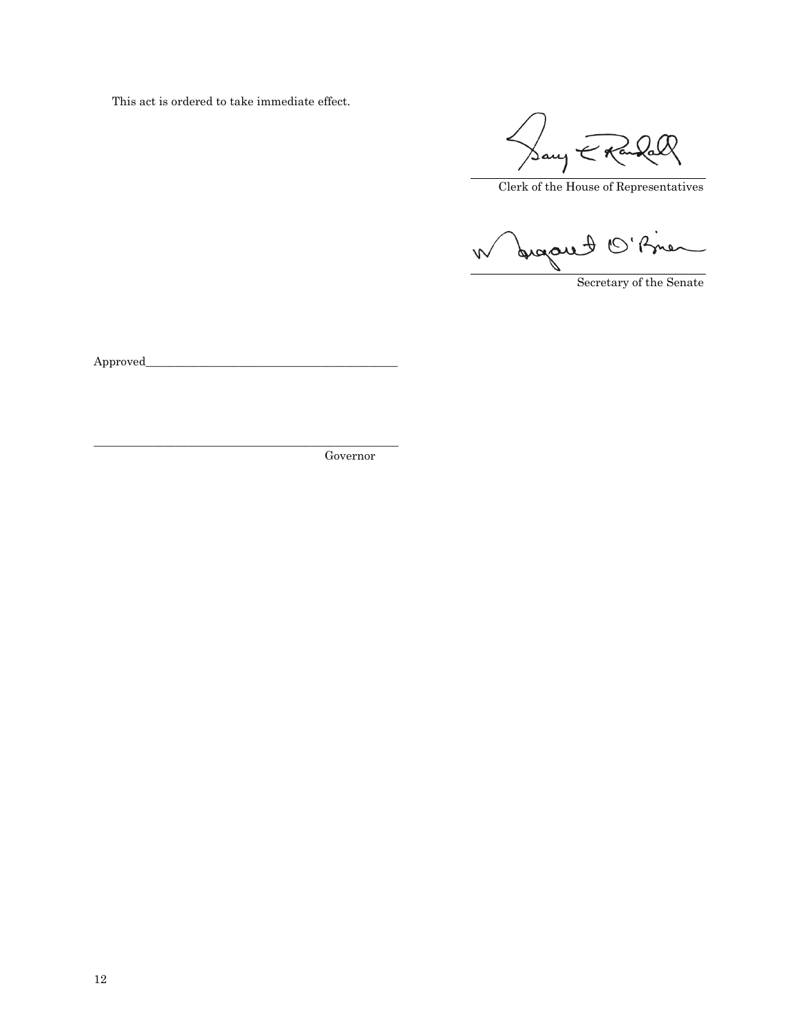This act is ordered to take immediate effect.

Clerk of the House of Representatives

Secretary of the Senate

Approved\_\_\_\_\_\_\_\_\_\_\_\_\_\_\_\_\_\_\_\_\_\_\_\_\_\_\_\_\_\_\_\_\_\_\_\_\_\_\_\_\_\_\_\_

\_\_\_\_\_\_\_\_\_\_\_\_\_\_\_\_\_\_\_\_\_\_\_\_\_\_\_\_\_\_\_\_\_\_\_\_\_\_\_\_\_\_\_\_\_\_\_\_\_\_\_\_

Governor